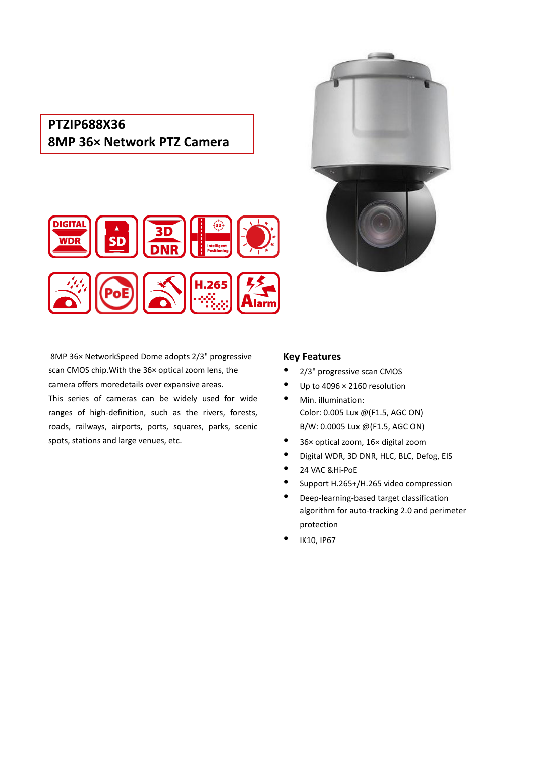# PTZIP688X36
# 8MP 36× Network PTZ Camera

8MP 36× NetworkSpeed Dome adopts 2/3" progressive scan CMOS chip.With the 36× optical zoom lens, the camera offers moredetails over expansive areas.

This series of cameras can be widely used for wide ranges of high-definition, such as the rivers, forests, roads, railways, airports, ports, squares, parks, scenic spots, stations and large venues, etc.

## Key Features

- 2/3" progressive scan CMOS
- Up to 4096 × 2160 resolution
- Min. illumination:
  Color: 0.005 Lux @(F1.5, AGC ON)
  B/W: 0.0005 Lux @(F1.5, AGC ON)
- 36× optical zoom, 16× digital zoom
- Digital WDR, 3D DNR, HLC, BLC, Defog, EIS
- 24 VAC &Hi-PoE
- Support H.265+/H.265 video compression
- Deep-learning-based target classification algorithm for auto-tracking 2.0 and perimeter protection
- IK10, IP67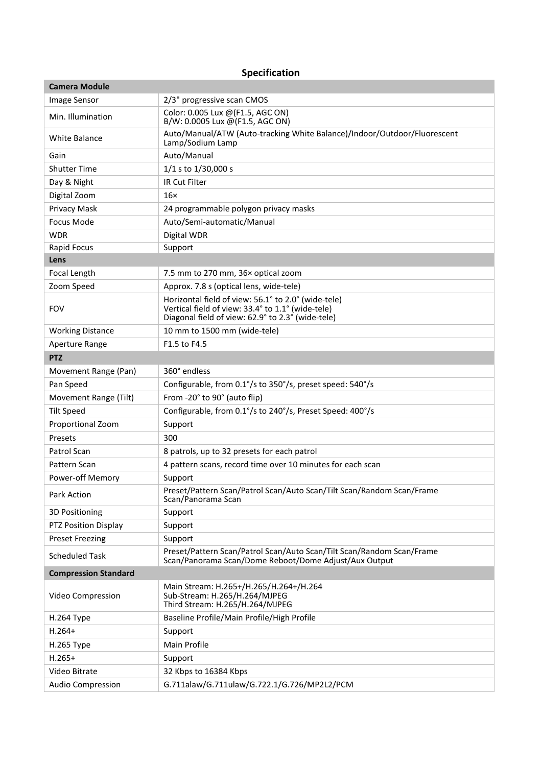## Specification

| Camera Module | |
|---|---|
| Image Sensor | 2/3" progressive scan CMOS |
| Min. Illumination | Color: 0.005 Lux @(F1.5, AGC ON)<br>B/W: 0.0005 Lux @(F1.5, AGC ON) |
| White Balance | Auto/Manual/ATW (Auto-tracking White Balance)/Indoor/Outdoor/Fluorescent Lamp/Sodium Lamp |
| Gain | Auto/Manual |
| Shutter Time | 1/1 s to 1/30,000 s |
| Day & Night | IR Cut Filter |
| Digital Zoom | 16× |
| Privacy Mask | 24 programmable polygon privacy masks |
| Focus Mode | Auto/Semi-automatic/Manual |
| WDR | Digital WDR |
| Rapid Focus | Support |
| **Lens** | |
| Focal Length | 7.5 mm to 270 mm, 36× optical zoom |
| Zoom Speed | Approx. 7.8 s (optical lens, wide-tele) |
| FOV | Horizontal field of view: 56.1° to 2.0° (wide-tele)<br>Vertical field of view: 33.4° to 1.1° (wide-tele)<br>Diagonal field of view: 62.9° to 2.3° (wide-tele) |
| Working Distance | 10 mm to 1500 mm (wide-tele) |
| Aperture Range | F1.5 to F4.5 |
| **PTZ** | |
| Movement Range (Pan) | 360° endless |
| Pan Speed | Configurable, from 0.1°/s to 350°/s, preset speed: 540°/s |
| Movement Range (Tilt) | From -20° to 90° (auto flip) |
| Tilt Speed | Configurable, from 0.1°/s to 240°/s, Preset Speed: 400°/s |
| Proportional Zoom | Support |
| Presets | 300 |
| Patrol Scan | 8 patrols, up to 32 presets for each patrol |
| Pattern Scan | 4 pattern scans, record time over 10 minutes for each scan |
| Power-off Memory | Support |
| Park Action | Preset/Pattern Scan/Patrol Scan/Auto Scan/Tilt Scan/Random Scan/Frame Scan/Panorama Scan |
| 3D Positioning | Support |
| PTZ Position Display | Support |
| Preset Freezing | Support |
| Scheduled Task | Preset/Pattern Scan/Patrol Scan/Auto Scan/Tilt Scan/Random Scan/Frame Scan/Panorama Scan/Dome Reboot/Dome Adjust/Aux Output |
| **Compression Standard** | |
| Video Compression | Main Stream: H.265+/H.265/H.264+/H.264<br>Sub-Stream: H.265/H.264/MJPEG<br>Third Stream: H.265/H.264/MJPEG |
| H.264 Type | Baseline Profile/Main Profile/High Profile |
| H.264+ | Support |
| H.265 Type | Main Profile |
| H.265+ | Support |
| Video Bitrate | 32 Kbps to 16384 Kbps |
| Audio Compression | G.711alaw/G.711ulaw/G.722.1/G.726/MP2L2/PCM |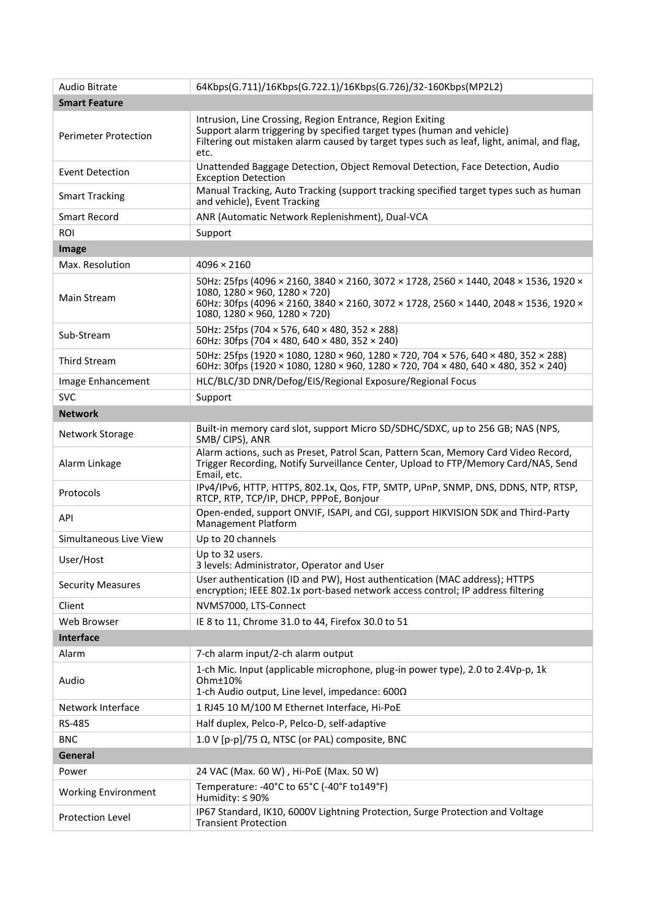| | |
|---|---|
| Audio Bitrate | 64Kbps(G.711)/16Kbps(G.722.1)/16Kbps(G.726)/32-160Kbps(MP2L2) |
| **Smart Feature** | |
| Perimeter Protection | Intrusion, Line Crossing, Region Entrance, Region Exiting<br>Support alarm triggering by specified target types (human and vehicle)<br>Filtering out mistaken alarm caused by target types such as leaf, light, animal, and flag, etc. |
| Event Detection | Unattended Baggage Detection, Object Removal Detection, Face Detection, Audio Exception Detection |
| Smart Tracking | Manual Tracking, Auto Tracking (support tracking specified target types such as human and vehicle), Event Tracking |
| Smart Record | ANR (Automatic Network Replenishment), Dual-VCA |
| ROI | Support |
| **Image** | |
| Max. Resolution | 4096 × 2160 |
| Main Stream | 50Hz: 25fps (4096 × 2160, 3840 × 2160, 3072 × 1728, 2560 × 1440, 2048 × 1536, 1920 × 1080, 1280 × 960, 1280 × 720)<br>60Hz: 30fps (4096 × 2160, 3840 × 2160, 3072 × 1728, 2560 × 1440, 2048 × 1536, 1920 × 1080, 1280 × 960, 1280 × 720) |
| Sub-Stream | 50Hz: 25fps (704 × 576, 640 × 480, 352 × 288)<br>60Hz: 30fps (704 × 480, 640 × 480, 352 × 240) |
| Third Stream | 50Hz: 25fps (1920 × 1080, 1280 × 960, 1280 × 720, 704 × 576, 640 × 480, 352 × 288)<br>60Hz: 30fps (1920 × 1080, 1280 × 960, 1280 × 720, 704 × 480, 640 × 480, 352 × 240) |
| Image Enhancement | HLC/BLC/3D DNR/Defog/EIS/Regional Exposure/Regional Focus |
| SVC | Support |
| **Network** | |
| Network Storage | Built-in memory card slot, support Micro SD/SDHC/SDXC, up to 256 GB; NAS (NPS, SMB/ CIPS), ANR |
| Alarm Linkage | Alarm actions, such as Preset, Patrol Scan, Pattern Scan, Memory Card Video Record, Trigger Recording, Notify Surveillance Center, Upload to FTP/Memory Card/NAS, Send Email, etc. |
| Protocols | IPv4/IPv6, HTTP, HTTPS, 802.1x, Qos, FTP, SMTP, UPnP, SNMP, DNS, DDNS, NTP, RTSP, RTCP, RTP, TCP/IP, DHCP, PPPoE, Bonjour |
| API | Open-ended, support ONVIF, ISAPI, and CGI, support HIKVISION SDK and Third-Party Management Platform |
| Simultaneous Live View | Up to 20 channels |
| User/Host | Up to 32 users.<br>3 levels: Administrator, Operator and User |
| Security Measures | User authentication (ID and PW), Host authentication (MAC address); HTTPS encryption; IEEE 802.1x port-based network access control; IP address filtering |
| Client | NVMS7000, LTS-Connect |
| Web Browser | IE 8 to 11, Chrome 31.0 to 44, Firefox 30.0 to 51 |
| **Interface** | |
| Alarm | 7-ch alarm input/2-ch alarm output |
| Audio | 1-ch Mic. Input (applicable microphone, plug-in power type), 2.0 to 2.4Vp-p, 1k Ohm±10%<br>1-ch Audio output, Line level, impedance: 600Ω |
| Network Interface | 1 RJ45 10 M/100 M Ethernet Interface, Hi-PoE |
| RS-485 | Half duplex, Pelco-P, Pelco-D, self-adaptive |
| BNC | 1.0 V [p-p]/75 Ω, NTSC (or PAL) composite, BNC |
| **General** | |
| Power | 24 VAC (Max. 60 W) , Hi-PoE (Max. 50 W) |
| Working Environment | Temperature: -40°C to 65°C (-40°F to149°F)<br>Humidity: ≤ 90% |
| Protection Level | IP67 Standard, IK10, 6000V Lightning Protection, Surge Protection and Voltage Transient Protection |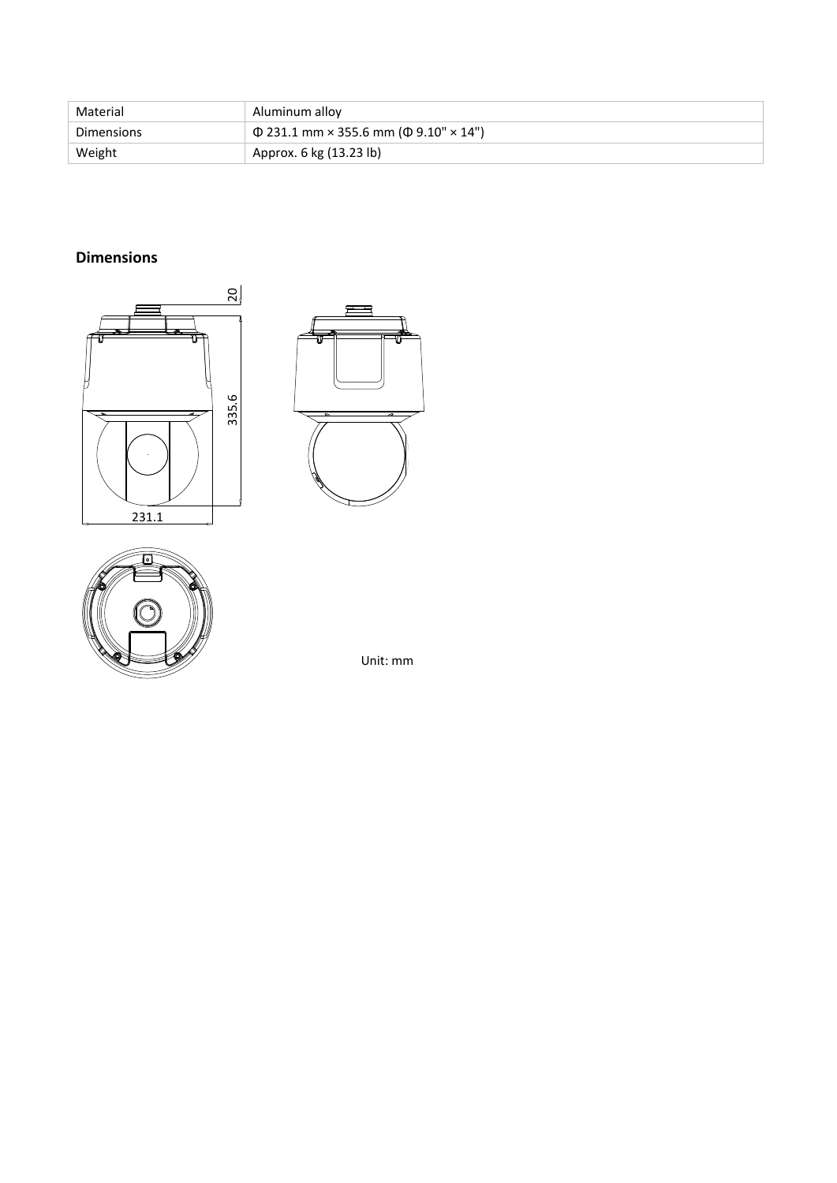| | |
|---|---|
| Material | Aluminum alloy |
| Dimensions | Φ 231.1 mm × 355.6 mm (Φ 9.10" × 14") |
| Weight | Approx. 6 kg (13.23 lb) |

## Dimensions

20

335.6

231.1

Unit: mm